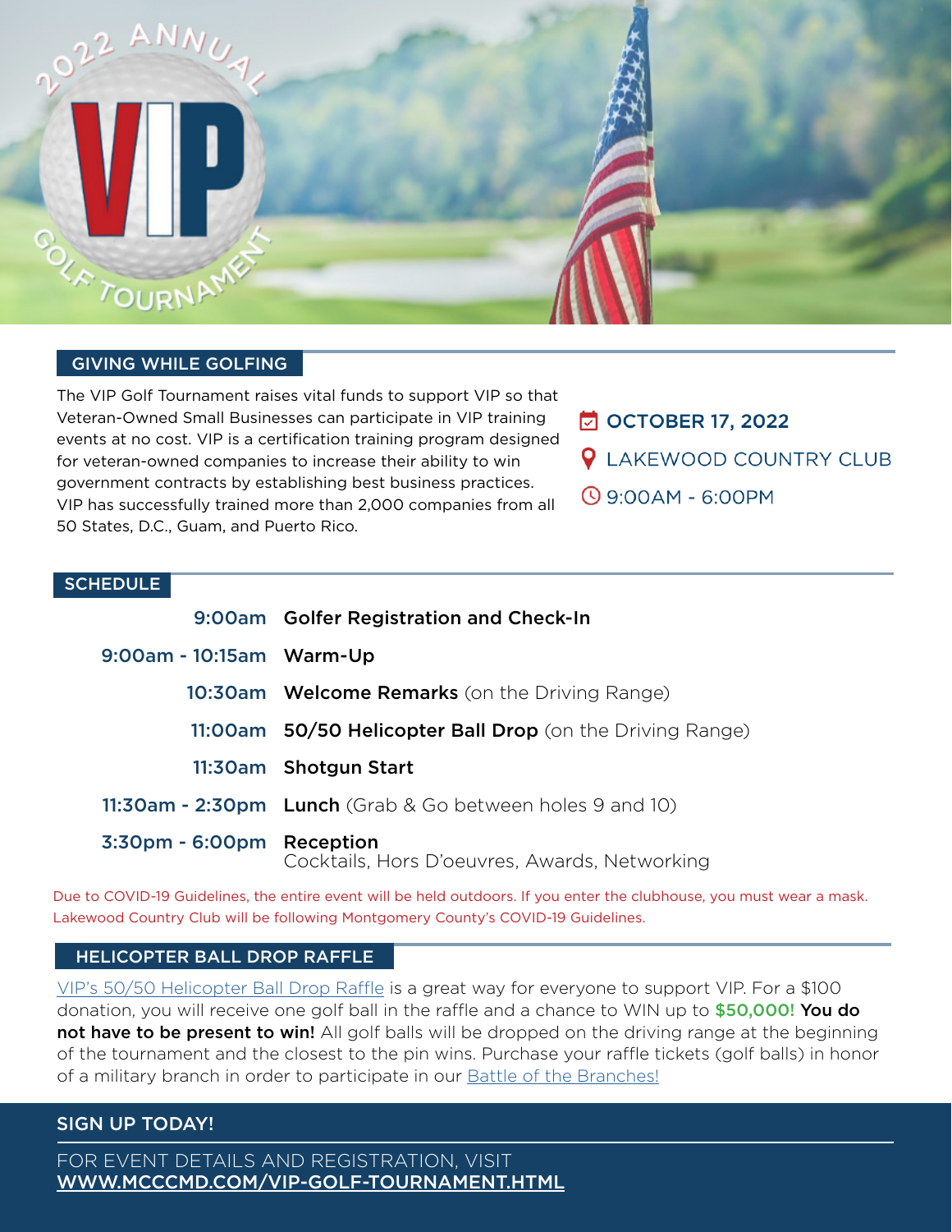# 2022 ANNUAL VIP GOLF TOURNAMENT

## GIVING WHILE GOLFING

The VIP Golf Tournament raises vital funds to support VIP so that Veteran-Owned Small Businesses can participate in VIP training events at no cost. VIP is a certification training program designed for veteran-owned companies to increase their ability to win government contracts by establishing best business practices. VIP has successfully trained more than 2,000 companies from all 50 States, D.C., Guam, and Puerto Rico.

**OCTOBER 17, 2022**

LAKEWOOD COUNTRY CLUB

9:00AM - 6:00PM

## SCHEDULE

| Time | Event |
|---|---|
| 9:00am | **Golfer Registration and Check-In** |
| 9:00am - 10:15am | **Warm-Up** |
| 10:30am | **Welcome Remarks** (on the Driving Range) |
| 11:00am | **50/50 Helicopter Ball Drop** (on the Driving Range) |
| 11:30am | **Shotgun Start** |
| 11:30am - 2:30pm | **Lunch** (Grab & Go between holes 9 and 10) |
| 3:30pm - 6:00pm | **Reception** Cocktails, Hors D'oeuvres, Awards, Networking |

Due to COVID-19 Guidelines, the entire event will be held outdoors. If you enter the clubhouse, you must wear a mask. Lakewood Country Club will be following Montgomery County's COVID-19 Guidelines.

## HELICOPTER BALL DROP RAFFLE

VIP's 50/50 Helicopter Ball Drop Raffle is a great way for everyone to support VIP. For a $100 donation, you will receive one golf ball in the raffle and a chance to WIN up to **$50,000!** **You do not have to be present to win!** All golf balls will be dropped on the driving range at the beginning of the tournament and the closest to the pin wins. Purchase your raffle tickets (golf balls) in honor of a military branch in order to participate in our Battle of the Branches!

## SIGN UP TODAY!

FOR EVENT DETAILS AND REGISTRATION, VISIT
**WWW.MCCCMD.COM/VIP-GOLF-TOURNAMENT.HTML**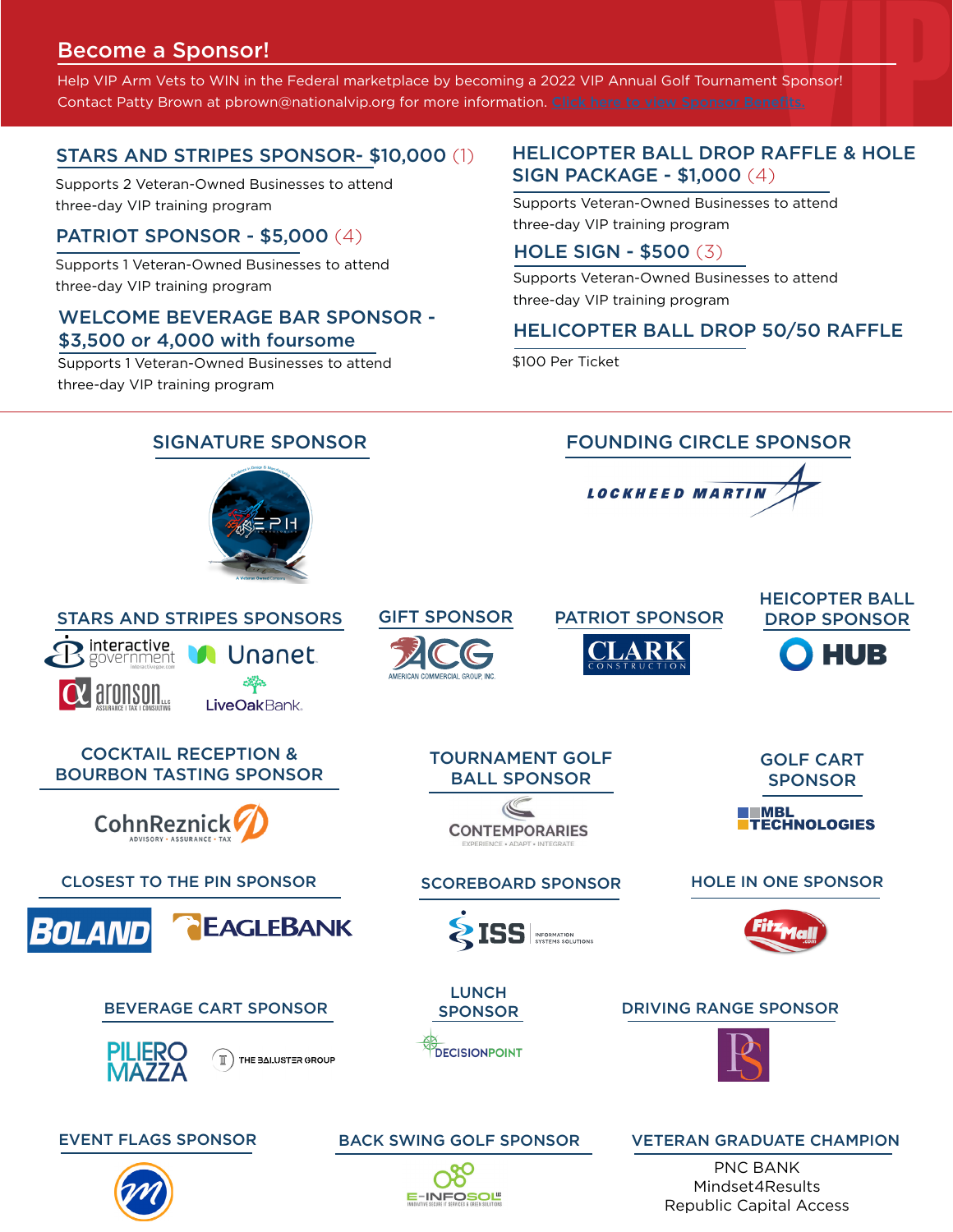## Become a Sponsor!

Help VIP Arm Vets to WIN in the Federal marketplace by becoming a 2022 VIP Annual Golf Tournament Sponsor! Contact Patty Brown at pbrown@nationalvip.org for more information. Click here to view Sponsor Benefits.

### STARS AND STRIPES SPONSOR- $10,000 (1)

Supports 2 Veteran-Owned Businesses to attend three-day VIP training program

### PATRIOT SPONSOR - $5,000 (4)

Supports 1 Veteran-Owned Businesses to attend three-day VIP training program

### WELCOME BEVERAGE BAR SPONSOR - $3,500 or 4,000 with foursome

Supports 1 Veteran-Owned Businesses to attend three-day VIP training program

### HELICOPTER BALL DROP RAFFLE & HOLE SIGN PACKAGE - $1,000 (4)

Supports Veteran-Owned Businesses to attend three-day VIP training program

### HOLE SIGN - $500 (3)

Supports Veteran-Owned Businesses to attend three-day VIP training program

### HELICOPTER BALL DROP 50/50 RAFFLE

$100 Per Ticket

### SIGNATURE SPONSOR

EPH

### FOUNDING CIRCLE SPONSOR

Lockheed Martin

### STARS AND STRIPES SPONSORS

interactive government

Unanet

aronson LLC

LiveOak Bank

### GIFT SPONSOR

ACG American Commercial Group, Inc.

### PATRIOT SPONSOR

Clark Construction

### HEICOPTER BALL DROP SPONSOR

HUB

### COCKTAIL RECEPTION & BOURBON TASTING SPONSOR

CohnReznick

### TOURNAMENT GOLF BALL SPONSOR

Contemporaries

### GOLF CART SPONSOR

MBL Technologies

### CLOSEST TO THE PIN SPONSOR

Boland

EagleBank

### SCOREBOARD SPONSOR

ISS Information Systems Solutions

### HOLE IN ONE SPONSOR

FitzMall

### BEVERAGE CART SPONSOR

PilieroMazza

The Baluster Group

### LUNCH SPONSOR

DecisionPoint

### DRIVING RANGE SPONSOR

PS

### EVENT FLAGS SPONSOR

### BACK SWING GOLF SPONSOR

E-InfoSol

### VETERAN GRADUATE CHAMPION

PNC BANK
Mindset4Results
Republic Capital Access